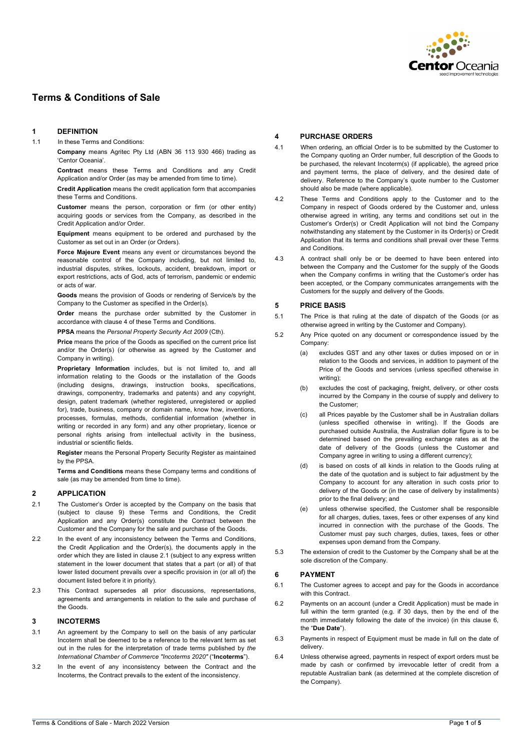# Terms & Conditions of Sale

## 1 DEFINITION

1.1 In these Terms and Conditions:

**Company** means Agritec Pty Ltd (ABN 36 113 930 466) trading as 'Centor Oceania'.

**Contract** means these Terms and Conditions and any Credit Application and/or Order (as may be amended from time to time).

**Credit Application** means the credit application form that accompanies these Terms and Conditions.

**Customer** means the person, corporation or firm (or other entity) acquiring goods or services from the Company, as described in the Credit Application and/or Order.

**Equipment** means equipment to be ordered and purchased by the Customer as set out in an Order (or Orders).

**Force Majeure Event** means any event or circumstances beyond the reasonable control of the Company including, but not limited to, industrial disputes, strikes, lockouts, accident, breakdown, import or export restrictions, acts of God, acts of terrorism, pandemic or endemic or acts of war.

**Goods** means the provision of Goods or rendering of Service/s by the Company to the Customer as specified in the Order(s).

**Order** means the purchase order submitted by the Customer in accordance with clause 4 of these Terms and Conditions.

**PPSA** means the *Personal Property Security Act 2009* (Cth).

**Price** means the price of the Goods as specified on the current price list and/or the Order(s) (or otherwise as agreed by the Customer and Company in writing).

**Proprietary Information** includes, but is not limited to, and all information relating to the Goods or the installation of the Goods (including designs, drawings, instruction books, specifications, drawings, componentry, trademarks and patents) and any copyright, design, patent trademark (whether registered, unregistered or applied for), trade, business, company or domain name, know how, inventions, processes, formulas, methods, confidential information (whether in writing or recorded in any form) and any other proprietary, licence or personal rights arising from intellectual activity in the business, industrial or scientific fields.

**Register** means the Personal Property Security Register as maintained by the PPSA.

**Terms and Conditions** means these Company terms and conditions of sale (as may be amended from time to time).

## 2 APPLICATION

2.1 The Customer's Order is accepted by the Company on the basis that (subject to clause 9) these Terms and Conditions, the Credit Application and any Order(s) constitute the Contract between the Customer and the Company for the sale and purchase of the Goods.

2.2 In the event of any inconsistency between the Terms and Conditions, the Credit Application and the Order(s), the documents apply in the order which they are listed in clause 2.1 (subject to any express written statement in the lower document that states that a part (or all) of that lower listed document prevails over a specific provision in (or all of) the document listed before it in priority).

2.3 This Contract supersedes all prior discussions, representations, agreements and arrangements in relation to the sale and purchase of the Goods.

## 3 INCOTERMS

3.1 An agreement by the Company to sell on the basis of any particular Incoterm shall be deemed to be a reference to the relevant term as set out in the rules for the interpretation of trade terms published by *the International Chamber of Commerce "Incoterms 2020"* ("**Incoterms**").

3.2 In the event of any inconsistency between the Contract and the Incoterms, the Contract prevails to the extent of the inconsistency.

## 4 PURCHASE ORDERS

4.1 When ordering, an official Order is to be submitted by the Customer to the Company quoting an Order number, full description of the Goods to be purchased, the relevant Incoterm(s) (if applicable), the agreed price and payment terms, the place of delivery, and the desired date of delivery. Reference to the Company's quote number to the Customer should also be made (where applicable).

4.2 These Terms and Conditions apply to the Customer and to the Company in respect of Goods ordered by the Customer and, unless otherwise agreed in writing, any terms and conditions set out in the Customer's Order(s) or Credit Application will not bind the Company notwithstanding any statement by the Customer in its Order(s) or Credit Application that its terms and conditions shall prevail over these Terms and Conditions.

4.3 A contract shall only be or be deemed to have been entered into between the Company and the Customer for the supply of the Goods when the Company confirms in writing that the Customer's order has been accepted, or the Company communicates arrangements with the Customers for the supply and delivery of the Goods.

## 5 PRICE BASIS

5.1 The Price is that ruling at the date of dispatch of the Goods (or as otherwise agreed in writing by the Customer and Company).

5.2 Any Price quoted on any document or correspondence issued by the Company:

(a) excludes GST and any other taxes or duties imposed on or in relation to the Goods and services, in addition to payment of the Price of the Goods and services (unless specified otherwise in writing);

(b) excludes the cost of packaging, freight, delivery, or other costs incurred by the Company in the course of supply and delivery to the Customer;

(c) all Prices payable by the Customer shall be in Australian dollars (unless specified otherwise in writing). If the Goods are purchased outside Australia, the Australian dollar figure is to be determined based on the prevailing exchange rates as at the date of delivery of the Goods (unless the Customer and Company agree in writing to using a different currency);

(d) is based on costs of all kinds in relation to the Goods ruling at the date of the quotation and is subject to fair adjustment by the Company to account for any alteration in such costs prior to delivery of the Goods or (in the case of delivery by installments) prior to the final delivery; and

(e) unless otherwise specified, the Customer shall be responsible for all charges, duties, taxes, fees or other expenses of any kind incurred in connection with the purchase of the Goods. The Customer must pay such charges, duties, taxes, fees or other expenses upon demand from the Company.

5.3 The extension of credit to the Customer by the Company shall be at the sole discretion of the Company.

## 6 PAYMENT

6.1 The Customer agrees to accept and pay for the Goods in accordance with this Contract.

6.2 Payments on an account (under a Credit Application) must be made in full within the term granted (e.g. if 30 days, then by the end of the month immediately following the date of the invoice) (in this clause 6, the "**Due Date**").

6.3 Payments in respect of Equipment must be made in full on the date of delivery.

6.4 Unless otherwise agreed, payments in respect of export orders must be made by cash or confirmed by irrevocable letter of credit from a reputable Australian bank (as determined at the complete discretion of the Company).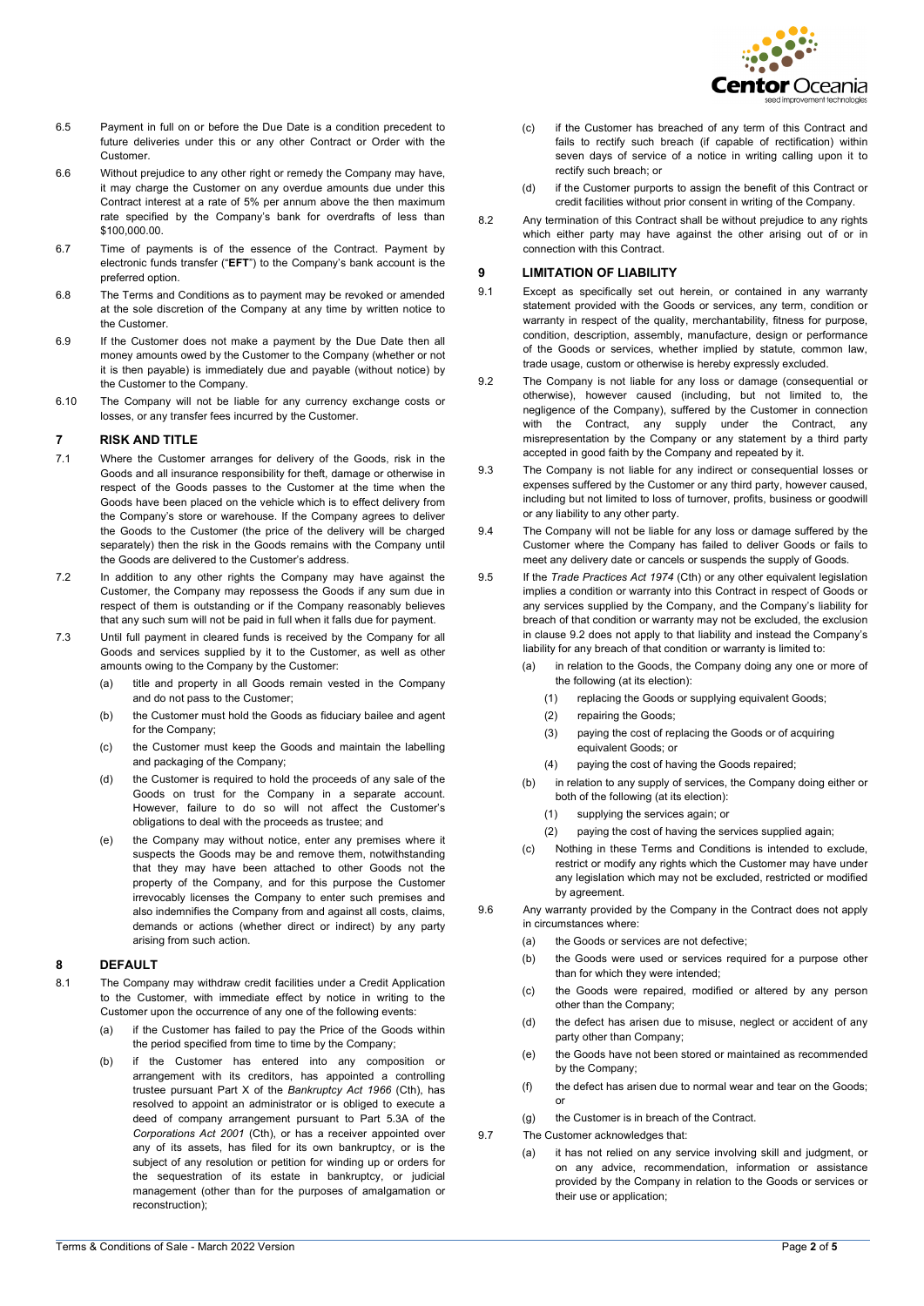6.5 Payment in full on or before the Due Date is a condition precedent to future deliveries under this or any other Contract or Order with the Customer.

6.6 Without prejudice to any other right or remedy the Company may have, it may charge the Customer on any overdue amounts due under this Contract interest at a rate of 5% per annum above the then maximum rate specified by the Company's bank for overdrafts of less than $100,000.00.

6.7 Time of payments is of the essence of the Contract. Payment by electronic funds transfer ("**EFT**") to the Company's bank account is the preferred option.

6.8 The Terms and Conditions as to payment may be revoked or amended at the sole discretion of the Company at any time by written notice to the Customer.

6.9 If the Customer does not make a payment by the Due Date then all money amounts owed by the Customer to the Company (whether or not it is then payable) is immediately due and payable (without notice) by the Customer to the Company.

6.10 The Company will not be liable for any currency exchange costs or losses, or any transfer fees incurred by the Customer.

## 7 RISK AND TITLE

7.1 Where the Customer arranges for delivery of the Goods, risk in the Goods and all insurance responsibility for theft, damage or otherwise in respect of the Goods passes to the Customer at the time when the Goods have been placed on the vehicle which is to effect delivery from the Company's store or warehouse. If the Company agrees to deliver the Goods to the Customer (the price of the delivery will be charged separately) then the risk in the Goods remains with the Company until the Goods are delivered to the Customer's address.

7.2 In addition to any other rights the Company may have against the Customer, the Company may repossess the Goods if any sum due in respect of them is outstanding or if the Company reasonably believes that any such sum will not be paid in full when it falls due for payment.

7.3 Until full payment in cleared funds is received by the Company for all Goods and services supplied by it to the Customer, as well as other amounts owing to the Company by the Customer:

(a) title and property in all Goods remain vested in the Company and do not pass to the Customer;

(b) the Customer must hold the Goods as fiduciary bailee and agent for the Company;

(c) the Customer must keep the Goods and maintain the labelling and packaging of the Company;

(d) the Customer is required to hold the proceeds of any sale of the Goods on trust for the Company in a separate account. However, failure to do so will not affect the Customer's obligations to deal with the proceeds as trustee; and

(e) the Company may without notice, enter any premises where it suspects the Goods may be and remove them, notwithstanding that they may have been attached to other Goods not the property of the Company, and for this purpose the Customer irrevocably licenses the Company to enter such premises and also indemnifies the Company from and against all costs, claims, demands or actions (whether direct or indirect) by any party arising from such action.

## 8 DEFAULT

8.1 The Company may withdraw credit facilities under a Credit Application to the Customer, with immediate effect by notice in writing to the Customer upon the occurrence of any one of the following events:

(a) if the Customer has failed to pay the Price of the Goods within the period specified from time to time by the Company;

(b) if the Customer has entered into any composition or arrangement with its creditors, has appointed a controlling trustee pursuant Part X of the *Bankruptcy Act 1966* (Cth), has resolved to appoint an administrator or is obliged to execute a deed of company arrangement pursuant to Part 5.3A of the *Corporations Act 2001* (Cth), or has a receiver appointed over any of its assets, has filed for its own bankruptcy, or is the subject of any resolution or petition for winding up or orders for the sequestration of its estate in bankruptcy, or judicial management (other than for the purposes of amalgamation or reconstruction);

(c) if the Customer has breached of any term of this Contract and fails to rectify such breach (if capable of rectification) within seven days of service of a notice in writing calling upon it to rectify such breach; or

(d) if the Customer purports to assign the benefit of this Contract or credit facilities without prior consent in writing of the Company.

8.2 Any termination of this Contract shall be without prejudice to any rights which either party may have against the other arising out of or in connection with this Contract.

## 9 LIMITATION OF LIABILITY

9.1 Except as specifically set out herein, or contained in any warranty statement provided with the Goods or services, any term, condition or warranty in respect of the quality, merchantability, fitness for purpose, condition, description, assembly, manufacture, design or performance of the Goods or services, whether implied by statute, common law, trade usage, custom or otherwise is hereby expressly excluded.

9.2 The Company is not liable for any loss or damage (consequential or otherwise), however caused (including, but not limited to, the negligence of the Company), suffered by the Customer in connection with the Contract, any supply under the Contract, any misrepresentation by the Company or any statement by a third party accepted in good faith by the Company and repeated by it.

9.3 The Company is not liable for any indirect or consequential losses or expenses suffered by the Customer or any third party, however caused, including but not limited to loss of turnover, profits, business or goodwill or any liability to any other party.

9.4 The Company will not be liable for any loss or damage suffered by the Customer where the Company has failed to deliver Goods or fails to meet any delivery date or cancels or suspends the supply of Goods.

9.5 If the *Trade Practices Act 1974* (Cth) or any other equivalent legislation implies a condition or warranty into this Contract in respect of Goods or any services supplied by the Company, and the Company's liability for breach of that condition or warranty may not be excluded, the exclusion in clause 9.2 does not apply to that liability and instead the Company's liability for any breach of that condition or warranty is limited to:

(a) in relation to the Goods, the Company doing any one or more of the following (at its election):

(1) replacing the Goods or supplying equivalent Goods;

(2) repairing the Goods;

(3) paying the cost of replacing the Goods or of acquiring equivalent Goods; or

(4) paying the cost of having the Goods repaired;

(b) in relation to any supply of services, the Company doing either or both of the following (at its election):

(1) supplying the services again; or

(2) paying the cost of having the services supplied again;

(c) Nothing in these Terms and Conditions is intended to exclude, restrict or modify any rights which the Customer may have under any legislation which may not be excluded, restricted or modified by agreement.

9.6 Any warranty provided by the Company in the Contract does not apply in circumstances where:

(a) the Goods or services are not defective;

(b) the Goods were used or services required for a purpose other than for which they were intended;

(c) the Goods were repaired, modified or altered by any person other than the Company;

(d) the defect has arisen due to misuse, neglect or accident of any party other than Company;

(e) the Goods have not been stored or maintained as recommended by the Company;

(f) the defect has arisen due to normal wear and tear on the Goods; or

(g) the Customer is in breach of the Contract.

9.7 The Customer acknowledges that:

(a) it has not relied on any service involving skill and judgment, or on any advice, recommendation, information or assistance provided by the Company in relation to the Goods or services or their use or application;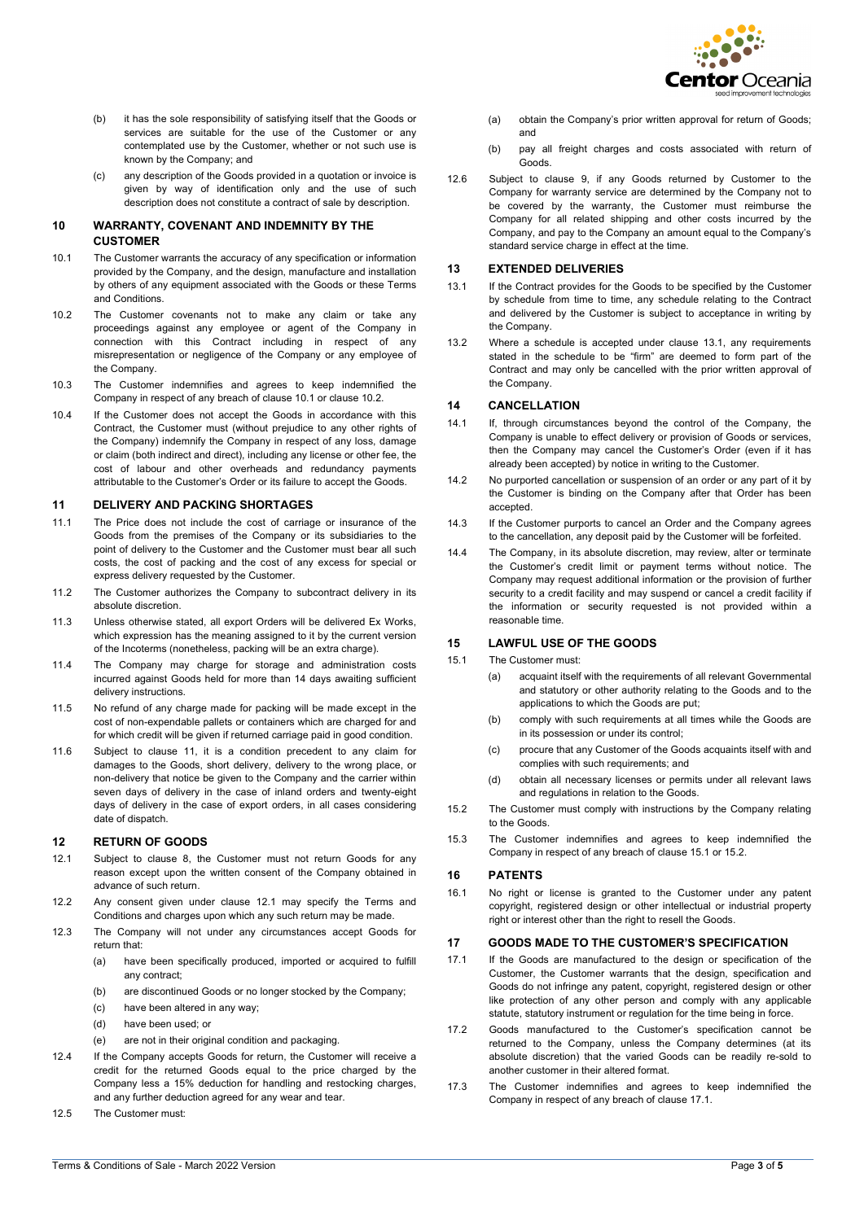(b) it has the sole responsibility of satisfying itself that the Goods or services are suitable for the use of the Customer or any contemplated use by the Customer, whether or not such use is known by the Company; and

(c) any description of the Goods provided in a quotation or invoice is given by way of identification only and the use of such description does not constitute a contract of sale by description.

## 10 WARRANTY, COVENANT AND INDEMNITY BY THE CUSTOMER

10.1 The Customer warrants the accuracy of any specification or information provided by the Company, and the design, manufacture and installation by others of any equipment associated with the Goods or these Terms and Conditions.

10.2 The Customer covenants not to make any claim or take any proceedings against any employee or agent of the Company in connection with this Contract including in respect of any misrepresentation or negligence of the Company or any employee of the Company.

10.3 The Customer indemnifies and agrees to keep indemnified the Company in respect of any breach of clause 10.1 or clause 10.2.

10.4 If the Customer does not accept the Goods in accordance with this Contract, the Customer must (without prejudice to any other rights of the Company) indemnify the Company in respect of any loss, damage or claim (both indirect and direct), including any license or other fee, the cost of labour and other overheads and redundancy payments attributable to the Customer's Order or its failure to accept the Goods.

## 11 DELIVERY AND PACKING SHORTAGES

11.1 The Price does not include the cost of carriage or insurance of the Goods from the premises of the Company or its subsidiaries to the point of delivery to the Customer and the Customer must bear all such costs, the cost of packing and the cost of any excess for special or express delivery requested by the Customer.

11.2 The Customer authorizes the Company to subcontract delivery in its absolute discretion.

11.3 Unless otherwise stated, all export Orders will be delivered Ex Works, which expression has the meaning assigned to it by the current version of the Incoterms (nonetheless, packing will be an extra charge).

11.4 The Company may charge for storage and administration costs incurred against Goods held for more than 14 days awaiting sufficient delivery instructions.

11.5 No refund of any charge made for packing will be made except in the cost of non-expendable pallets or containers which are charged for and for which credit will be given if returned carriage paid in good condition.

11.6 Subject to clause 11, it is a condition precedent to any claim for damages to the Goods, short delivery, delivery to the wrong place, or non-delivery that notice be given to the Company and the carrier within seven days of delivery in the case of inland orders and twenty-eight days of delivery in the case of export orders, in all cases considering date of dispatch.

## 12 RETURN OF GOODS

12.1 Subject to clause 8, the Customer must not return Goods for any reason except upon the written consent of the Company obtained in advance of such return.

12.2 Any consent given under clause 12.1 may specify the Terms and Conditions and charges upon which any such return may be made.

12.3 The Company will not under any circumstances accept Goods for return that:

(a) have been specifically produced, imported or acquired to fulfill any contract;

(b) are discontinued Goods or no longer stocked by the Company;

(c) have been altered in any way;

(d) have been used; or

(e) are not in their original condition and packaging.

12.4 If the Company accepts Goods for return, the Customer will receive a credit for the returned Goods equal to the price charged by the Company less a 15% deduction for handling and restocking charges, and any further deduction agreed for any wear and tear.

12.5 The Customer must:

(a) obtain the Company's prior written approval for return of Goods; and

(b) pay all freight charges and costs associated with return of Goods.

12.6 Subject to clause 9, if any Goods returned by Customer to the Company for warranty service are determined by the Company not to be covered by the warranty, the Customer must reimburse the Company for all related shipping and other costs incurred by the Company, and pay to the Company an amount equal to the Company's standard service charge in effect at the time.

## 13 EXTENDED DELIVERIES

13.1 If the Contract provides for the Goods to be specified by the Customer by schedule from time to time, any schedule relating to the Contract and delivered by the Customer is subject to acceptance in writing by the Company.

13.2 Where a schedule is accepted under clause 13.1, any requirements stated in the schedule to be "firm" are deemed to form part of the Contract and may only be cancelled with the prior written approval of the Company.

## 14 CANCELLATION

14.1 If, through circumstances beyond the control of the Company, the Company is unable to effect delivery or provision of Goods or services, then the Company may cancel the Customer's Order (even if it has already been accepted) by notice in writing to the Customer.

14.2 No purported cancellation or suspension of an order or any part of it by the Customer is binding on the Company after that Order has been accepted.

14.3 If the Customer purports to cancel an Order and the Company agrees to the cancellation, any deposit paid by the Customer will be forfeited.

14.4 The Company, in its absolute discretion, may review, alter or terminate the Customer's credit limit or payment terms without notice. The Company may request additional information or the provision of further security to a credit facility and may suspend or cancel a credit facility if the information or security requested is not provided within a reasonable time.

## 15 LAWFUL USE OF THE GOODS

15.1 The Customer must:

(a) acquaint itself with the requirements of all relevant Governmental and statutory or other authority relating to the Goods and to the applications to which the Goods are put;

(b) comply with such requirements at all times while the Goods are in its possession or under its control;

(c) procure that any Customer of the Goods acquaints itself with and complies with such requirements; and

(d) obtain all necessary licenses or permits under all relevant laws and regulations in relation to the Goods.

15.2 The Customer must comply with instructions by the Company relating to the Goods.

15.3 The Customer indemnifies and agrees to keep indemnified the Company in respect of any breach of clause 15.1 or 15.2.

## 16 PATENTS

16.1 No right or license is granted to the Customer under any patent copyright, registered design or other intellectual or industrial property right or interest other than the right to resell the Goods.

## 17 GOODS MADE TO THE CUSTOMER'S SPECIFICATION

17.1 If the Goods are manufactured to the design or specification of the Customer, the Customer warrants that the design, specification and Goods do not infringe any patent, copyright, registered design or other like protection of any other person and comply with any applicable statute, statutory instrument or regulation for the time being in force.

17.2 Goods manufactured to the Customer's specification cannot be returned to the Company, unless the Company determines (at its absolute discretion) that the varied Goods can be readily re-sold to another customer in their altered format.

17.3 The Customer indemnifies and agrees to keep indemnified the Company in respect of any breach of clause 17.1.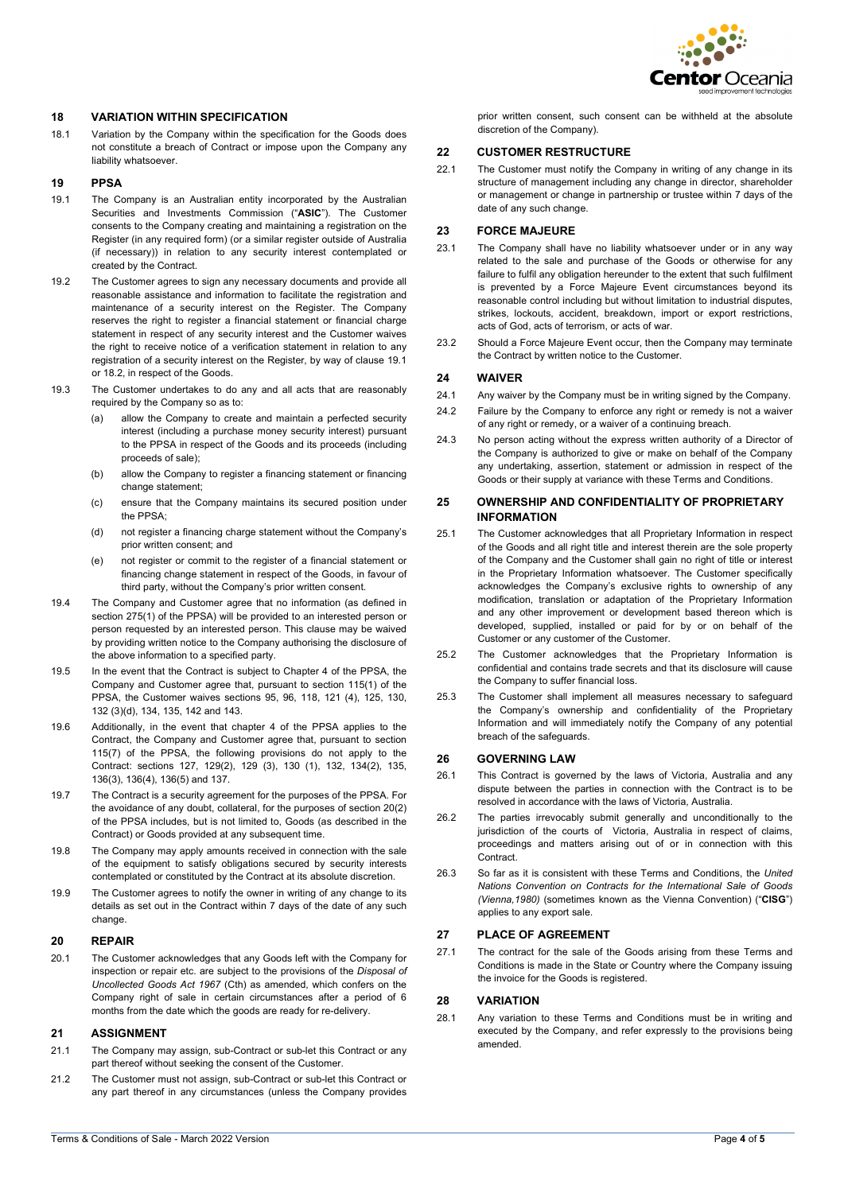## 18 VARIATION WITHIN SPECIFICATION

18.1 Variation by the Company within the specification for the Goods does not constitute a breach of Contract or impose upon the Company any liability whatsoever.

## 19 PPSA

19.1 The Company is an Australian entity incorporated by the Australian Securities and Investments Commission ("**ASIC**"). The Customer consents to the Company creating and maintaining a registration on the Register (in any required form) (or a similar register outside of Australia (if necessary)) in relation to any security interest contemplated or created by the Contract.

19.2 The Customer agrees to sign any necessary documents and provide all reasonable assistance and information to facilitate the registration and maintenance of a security interest on the Register. The Company reserves the right to register a financial statement or financial charge statement in respect of any security interest and the Customer waives the right to receive notice of a verification statement in relation to any registration of a security interest on the Register, by way of clause 19.1 or 18.2, in respect of the Goods.

19.3 The Customer undertakes to do any and all acts that are reasonably required by the Company so as to:

(a) allow the Company to create and maintain a perfected security interest (including a purchase money security interest) pursuant to the PPSA in respect of the Goods and its proceeds (including proceeds of sale);

(b) allow the Company to register a financing statement or financing change statement;

(c) ensure that the Company maintains its secured position under the PPSA;

(d) not register a financing charge statement without the Company's prior written consent; and

(e) not register or commit to the register of a financial statement or financing change statement in respect of the Goods, in favour of third party, without the Company's prior written consent.

19.4 The Company and Customer agree that no information (as defined in section 275(1) of the PPSA) will be provided to an interested person or person requested by an interested person. This clause may be waived by providing written notice to the Company authorising the disclosure of the above information to a specified party.

19.5 In the event that the Contract is subject to Chapter 4 of the PPSA, the Company and Customer agree that, pursuant to section 115(1) of the PPSA, the Customer waives sections 95, 96, 118, 121 (4), 125, 130, 132 (3)(d), 134, 135, 142 and 143.

19.6 Additionally, in the event that chapter 4 of the PPSA applies to the Contract, the Company and Customer agree that, pursuant to section 115(7) of the PPSA, the following provisions do not apply to the Contract: sections 127, 129(2), 129 (3), 130 (1), 132, 134(2), 135, 136(3), 136(4), 136(5) and 137.

19.7 The Contract is a security agreement for the purposes of the PPSA. For the avoidance of any doubt, collateral, for the purposes of section 20(2) of the PPSA includes, but is not limited to, Goods (as described in the Contract) or Goods provided at any subsequent time.

19.8 The Company may apply amounts received in connection with the sale of the equipment to satisfy obligations secured by security interests contemplated or constituted by the Contract at its absolute discretion.

19.9 The Customer agrees to notify the owner in writing of any change to its details as set out in the Contract within 7 days of the date of any such change.

## 20 REPAIR

20.1 The Customer acknowledges that any Goods left with the Company for inspection or repair etc. are subject to the provisions of the *Disposal of Uncollected Goods Act 1967* (Cth) as amended, which confers on the Company right of sale in certain circumstances after a period of 6 months from the date which the goods are ready for re-delivery.

## 21 ASSIGNMENT

21.1 The Company may assign, sub-Contract or sub-let this Contract or any part thereof without seeking the consent of the Customer.

21.2 The Customer must not assign, sub-Contract or sub-let this Contract or any part thereof in any circumstances (unless the Company provides prior written consent, such consent can be withheld at the absolute discretion of the Company).

## 22 CUSTOMER RESTRUCTURE

22.1 The Customer must notify the Company in writing of any change in its structure of management including any change in director, shareholder or management or change in partnership or trustee within 7 days of the date of any such change.

## 23 FORCE MAJEURE

23.1 The Company shall have no liability whatsoever under or in any way related to the sale and purchase of the Goods or otherwise for any failure to fulfil any obligation hereunder to the extent that such fulfilment is prevented by a Force Majeure Event circumstances beyond its reasonable control including but without limitation to industrial disputes, strikes, lockouts, accident, breakdown, import or export restrictions, acts of God, acts of terrorism, or acts of war.

23.2 Should a Force Majeure Event occur, then the Company may terminate the Contract by written notice to the Customer.

## 24 WAIVER

24.1 Any waiver by the Company must be in writing signed by the Company.

24.2 Failure by the Company to enforce any right or remedy is not a waiver of any right or remedy, or a waiver of a continuing breach.

24.3 No person acting without the express written authority of a Director of the Company is authorized to give or make on behalf of the Company any undertaking, assertion, statement or admission in respect of the Goods or their supply at variance with these Terms and Conditions.

## 25 OWNERSHIP AND CONFIDENTIALITY OF PROPRIETARY INFORMATION

25.1 The Customer acknowledges that all Proprietary Information in respect of the Goods and all right title and interest therein are the sole property of the Company and the Customer shall gain no right of title or interest in the Proprietary Information whatsoever. The Customer specifically acknowledges the Company's exclusive rights to ownership of any modification, translation or adaptation of the Proprietary Information and any other improvement or development based thereon which is developed, supplied, installed or paid for by or on behalf of the Customer or any customer of the Customer.

25.2 The Customer acknowledges that the Proprietary Information is confidential and contains trade secrets and that its disclosure will cause the Company to suffer financial loss.

25.3 The Customer shall implement all measures necessary to safeguard the Company's ownership and confidentiality of the Proprietary Information and will immediately notify the Company of any potential breach of the safeguards.

## 26 GOVERNING LAW

26.1 This Contract is governed by the laws of Victoria, Australia and any dispute between the parties in connection with the Contract is to be resolved in accordance with the laws of Victoria, Australia.

26.2 The parties irrevocably submit generally and unconditionally to the jurisdiction of the courts of Victoria, Australia in respect of claims, proceedings and matters arising out of or in connection with this Contract.

26.3 So far as it is consistent with these Terms and Conditions, the *United Nations Convention on Contracts for the International Sale of Goods (Vienna,1980)* (sometimes known as the Vienna Convention) ("**CISG**") applies to any export sale.

## 27 PLACE OF AGREEMENT

27.1 The contract for the sale of the Goods arising from these Terms and Conditions is made in the State or Country where the Company issuing the invoice for the Goods is registered.

## 28 VARIATION

28.1 Any variation to these Terms and Conditions must be in writing and executed by the Company, and refer expressly to the provisions being amended.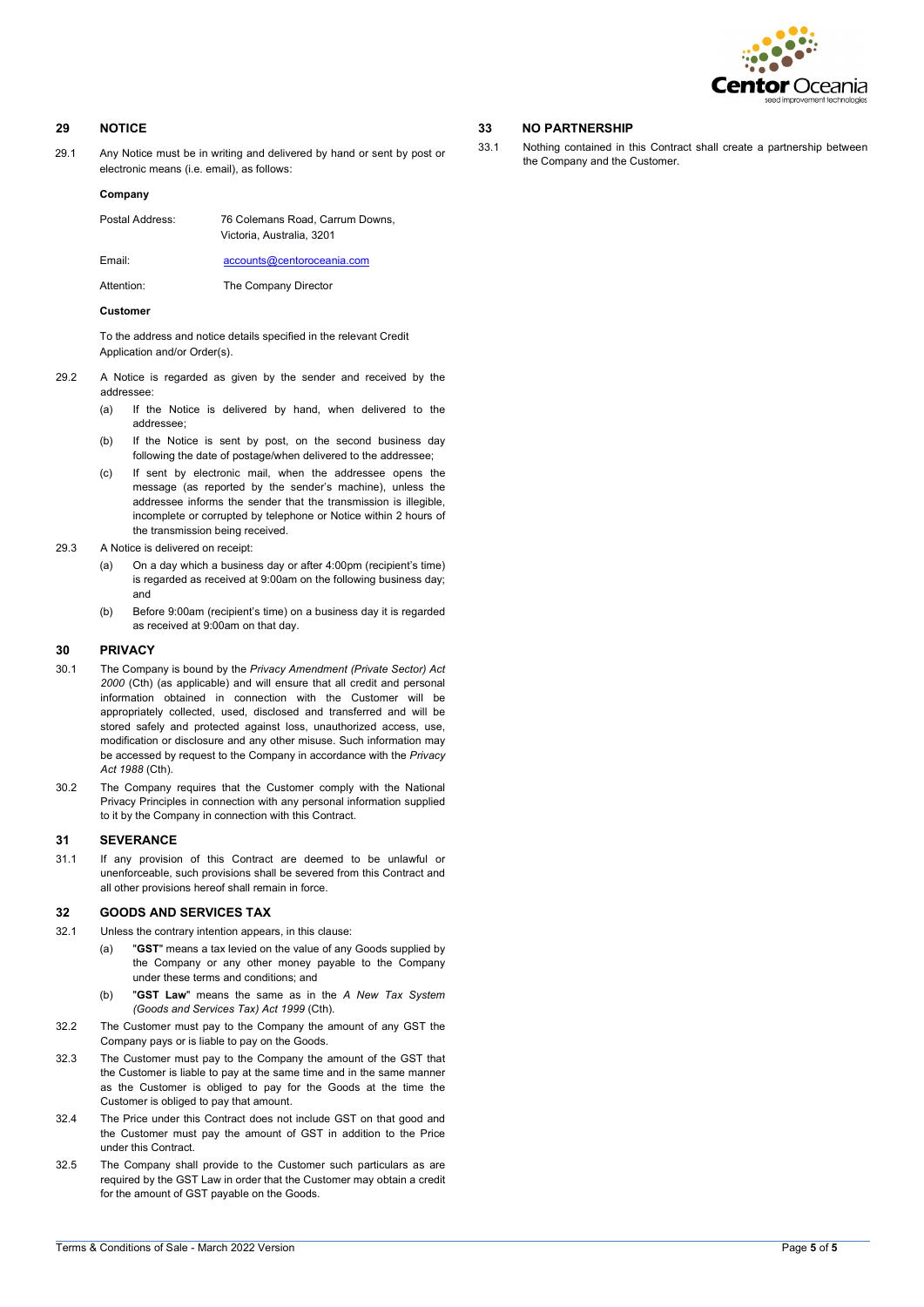## 29 NOTICE

29.1 Any Notice must be in writing and delivered by hand or sent by post or electronic means (i.e. email), as follows:

**Company**

| | |
|---|---|
| Postal Address: | 76 Colemans Road, Carrum Downs, Victoria, Australia, 3201 |
| Email: | accounts@centoroceania.com |
| Attention: | The Company Director |

**Customer**

To the address and notice details specified in the relevant Credit Application and/or Order(s).

29.2 A Notice is regarded as given by the sender and received by the addressee:

(a) If the Notice is delivered by hand, when delivered to the addressee;

(b) If the Notice is sent by post, on the second business day following the date of postage/when delivered to the addressee;

(c) If sent by electronic mail, when the addressee opens the message (as reported by the sender's machine), unless the addressee informs the sender that the transmission is illegible, incomplete or corrupted by telephone or Notice within 2 hours of the transmission being received.

29.3 A Notice is delivered on receipt:

(a) On a day which a business day or after 4:00pm (recipient's time) is regarded as received at 9:00am on the following business day; and

(b) Before 9:00am (recipient's time) on a business day it is regarded as received at 9:00am on that day.

## 30 PRIVACY

30.1 The Company is bound by the *Privacy Amendment (Private Sector) Act 2000* (Cth) (as applicable) and will ensure that all credit and personal information obtained in connection with the Customer will be appropriately collected, used, disclosed and transferred and will be stored safely and protected against loss, unauthorized access, use, modification or disclosure and any other misuse. Such information may be accessed by request to the Company in accordance with the *Privacy Act 1988* (Cth).

30.2 The Company requires that the Customer comply with the National Privacy Principles in connection with any personal information supplied to it by the Company in connection with this Contract.

## 31 SEVERANCE

31.1 If any provision of this Contract are deemed to be unlawful or unenforceable, such provisions shall be severed from this Contract and all other provisions hereof shall remain in force.

## 32 GOODS AND SERVICES TAX

32.1 Unless the contrary intention appears, in this clause:

(a) "**GST**" means a tax levied on the value of any Goods supplied by the Company or any other money payable to the Company under these terms and conditions; and

(b) "**GST Law**" means the same as in the *A New Tax System (Goods and Services Tax) Act 1999* (Cth).

32.2 The Customer must pay to the Company the amount of any GST the Company pays or is liable to pay on the Goods.

32.3 The Customer must pay to the Company the amount of the GST that the Customer is liable to pay at the same time and in the same manner as the Customer is obliged to pay for the Goods at the time the Customer is obliged to pay that amount.

32.4 The Price under this Contract does not include GST on that good and the Customer must pay the amount of GST in addition to the Price under this Contract.

32.5 The Company shall provide to the Customer such particulars as are required by the GST Law in order that the Customer may obtain a credit for the amount of GST payable on the Goods.

## 33 NO PARTNERSHIP

33.1 Nothing contained in this Contract shall create a partnership between the Company and the Customer.